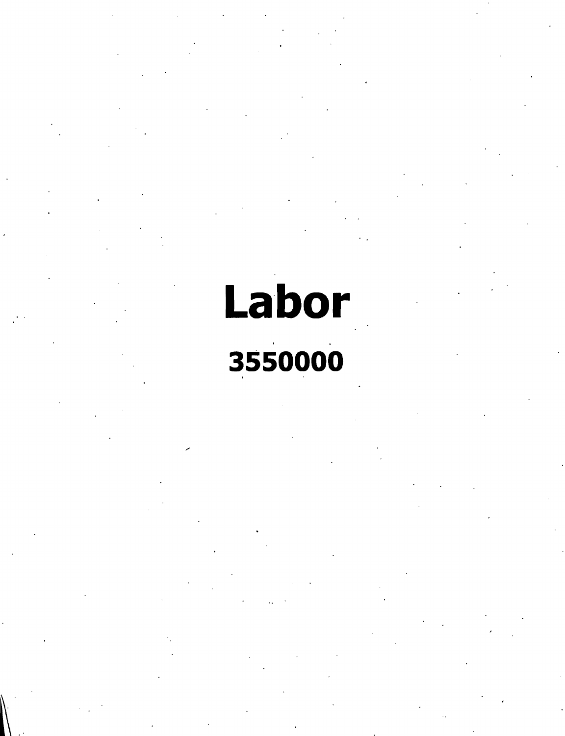# Labor

## 3550000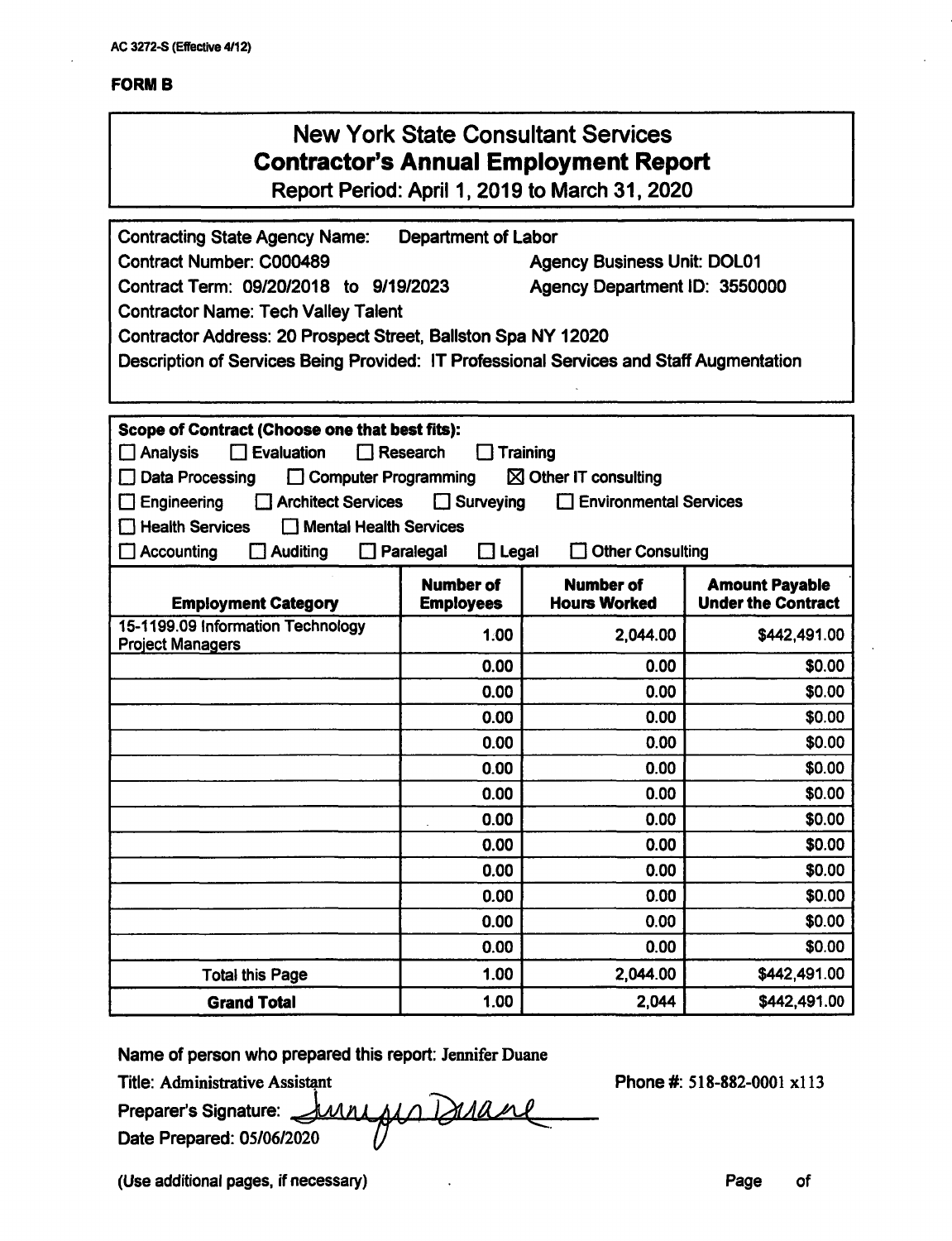AC 3272-S (Effective 4/12)

**FORM B**

# New York State Consultant Services
## Contractor's Annual Employment Report
### Report Period: April 1, 2019 to March 31, 2020

Contracting State Agency Name: Department of Labor
Contract Number: C000489 Agency Business Unit: DOL01
Contract Term: 09/20/2018 to 9/19/2023 Agency Department ID: 3550000
Contractor Name: Tech Valley Talent
Contractor Address: 20 Prospect Street, Ballston Spa NY 12020
Description of Services Being Provided: IT Professional Services and Staff Augmentation

**Scope of Contract (Choose one that best fits):**

☐ Analysis ☐ Evaluation ☐ Research ☐ Training
☐ Data Processing ☐ Computer Programming ☒ Other IT consulting
☐ Engineering ☐ Architect Services ☐ Surveying ☐ Environmental Services
☐ Health Services ☐ Mental Health Services
☐ Accounting ☐ Auditing ☐ Paralegal ☐ Legal ☐ Other Consulting

| Employment Category | Number of Employees | Number of Hours Worked | Amount Payable Under the Contract |
|---|---|---|---|
| 15-1199.09 Information Technology Project Managers | 1.00 | 2,044.00 | $442,491.00 |
| | 0.00 | 0.00 | $0.00 |
| | 0.00 | 0.00 | $0.00 |
| | 0.00 | 0.00 | $0.00 |
| | 0.00 | 0.00 | $0.00 |
| | 0.00 | 0.00 | $0.00 |
| | 0.00 | 0.00 | $0.00 |
| | 0.00 | 0.00 | $0.00 |
| | 0.00 | 0.00 | $0.00 |
| | 0.00 | 0.00 | $0.00 |
| | 0.00 | 0.00 | $0.00 |
| | 0.00 | 0.00 | $0.00 |
| | 0.00 | 0.00 | $0.00 |
| Total this Page | 1.00 | 2,044.00 | $442,491.00 |
| **Grand Total** | 1.00 | 2,044 | $442,491.00 |

Name of person who prepared this report: Jennifer Duane
Title: Administrative Assistant Phone #: 518-882-0001 x113
Preparer's Signature: Jennifer Duane
Date Prepared: 05/06/2020

(Use additional pages, if necessary) Page of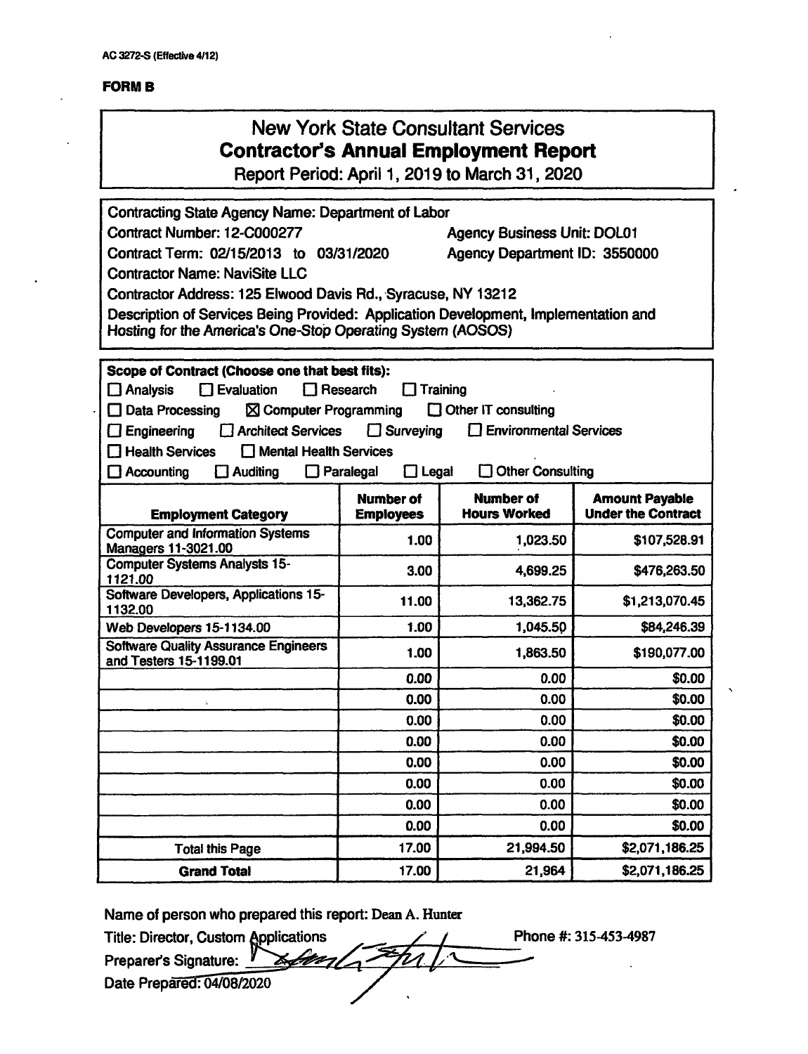AC 3272-S (Effective 4/12)

**FORM B**

# New York State Consultant Services
## Contractor's Annual Employment Report
Report Period: April 1, 2019 to March 31, 2020

Contracting State Agency Name: Department of Labor
Contract Number: 12-C000277 Agency Business Unit: DOL01
Contract Term: 02/15/2013 to 03/31/2020 Agency Department ID: 3550000
Contractor Name: NaviSite LLC
Contractor Address: 125 Elwood Davis Rd., Syracuse, NY 13212
Description of Services Being Provided: Application Development, Implementation and Hosting for the America's One-Stop Operating System (AOSOS)

**Scope of Contract (Choose one that best fits):**

- ☐ Analysis ☐ Evaluation ☐ Research ☐ Training
- ☐ Data Processing ☒ Computer Programming ☐ Other IT consulting
- ☐ Engineering ☐ Architect Services ☐ Surveying ☐ Environmental Services
- ☐ Health Services ☐ Mental Health Services
- ☐ Accounting ☐ Auditing ☐ Paralegal ☐ Legal ☐ Other Consulting

| Employment Category | Number of Employees | Number of Hours Worked | Amount Payable Under the Contract |
|---|---|---|---|
| Computer and Information Systems Managers 11-3021.00 | 1.00 | 1,023.50 | $107,528.91 |
| Computer Systems Analysts 15-1121.00 | 3.00 | 4,699.25 | $476,263.50 |
| Software Developers, Applications 15-1132.00 | 11.00 | 13,362.75 | $1,213,070.45 |
| Web Developers 15-1134.00 | 1.00 | 1,045.50 | $84,246.39 |
| Software Quality Assurance Engineers and Testers 15-1199.01 | 1.00 | 1,863.50 | $190,077.00 |
| | 0.00 | 0.00 | $0.00 |
| | 0.00 | 0.00 | $0.00 |
| | 0.00 | 0.00 | $0.00 |
| | 0.00 | 0.00 | $0.00 |
| | 0.00 | 0.00 | $0.00 |
| | 0.00 | 0.00 | $0.00 |
| | 0.00 | 0.00 | $0.00 |
| | 0.00 | 0.00 | $0.00 |
| Total this Page | 17.00 | 21,994.50 | $2,071,186.25 |
| **Grand Total** | 17.00 | 21,964 | $2,071,186.25 |

Name of person who prepared this report: Dean A. Hunter
Title: Director, Custom Applications Phone #: 315-453-4987
Preparer's Signature:
Date Prepared: 04/08/2020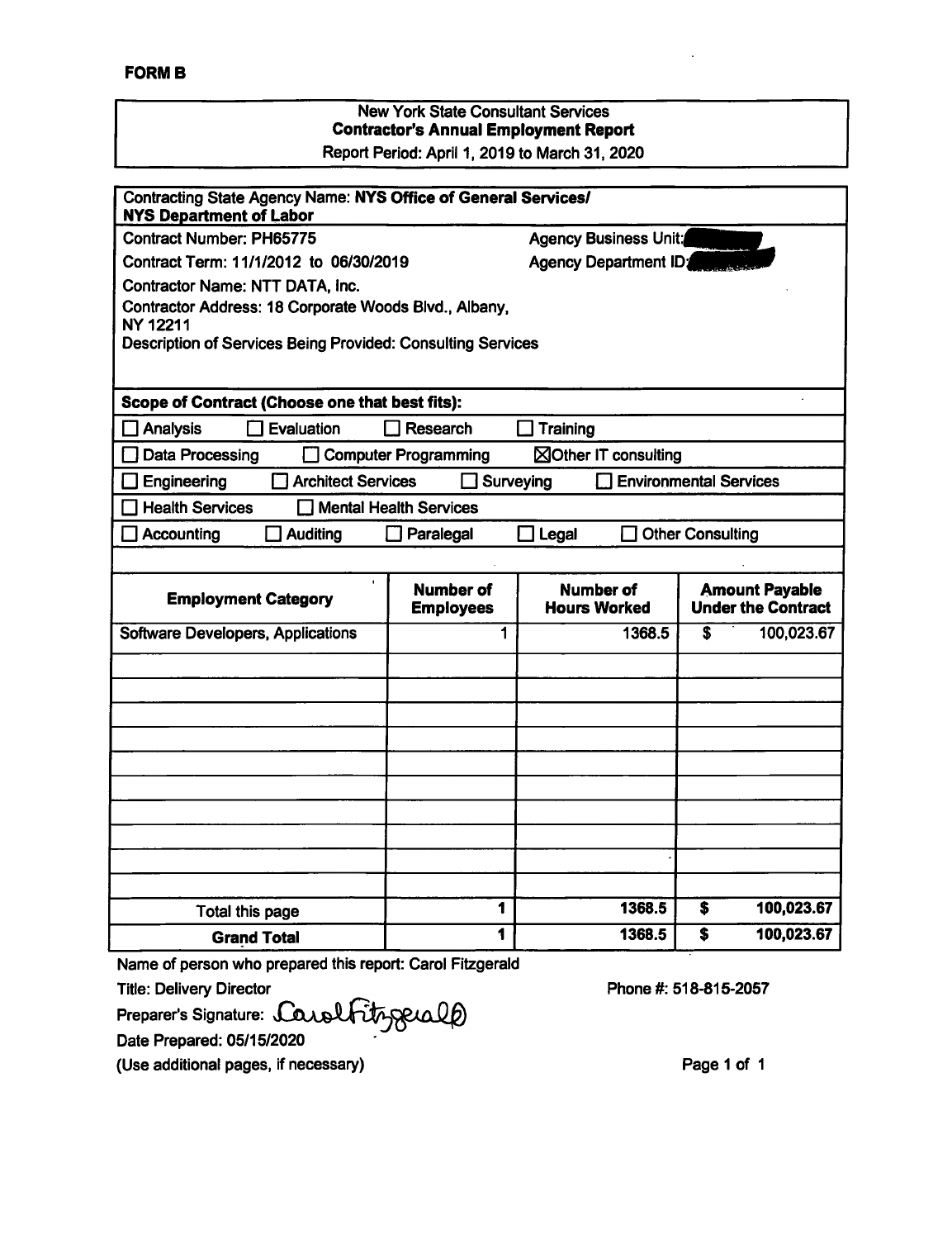**FORM B**

**New York State Consultant Services**
**Contractor's Annual Employment Report**
Report Period: April 1, 2019 to March 31, 2020

Contracting State Agency Name: **NYS Office of General Services/ NYS Department of Labor**

Contract Number: PH65775 — Agency Business Unit: [redacted]

Contract Term: 11/1/2012 to 06/30/2019 — Agency Department ID: [redacted]

Contractor Name: NTT DATA, Inc.

Contractor Address: 18 Corporate Woods Blvd., Albany, NY 12211

Description of Services Being Provided: Consulting Services

**Scope of Contract (Choose one that best fits):**

- ☐ Analysis ☐ Evaluation ☐ Research ☐ Training
- ☐ Data Processing ☐ Computer Programming ☒ Other IT consulting
- ☐ Engineering ☐ Architect Services ☐ Surveying ☐ Environmental Services
- ☐ Health Services ☐ Mental Health Services
- ☐ Accounting ☐ Auditing ☐ Paralegal ☐ Legal ☐ Other Consulting

| Employment Category | Number of Employees | Number of Hours Worked | Amount Payable Under the Contract |
|---|---|---|---|
| Software Developers, Applications | 1 | 1368.5 | $ 100,023.67 |
| | | | |
| | | | |
| | | | |
| | | | |
| | | | |
| | | | |
| | | | |
| | | | |
| | | | |
| | | | |
| Total this page | 1 | 1368.5 | $ 100,023.67 |
| **Grand Total** | 1 | 1368.5 | $ 100,023.67 |

Name of person who prepared this report: Carol Fitzgerald

Title: Delivery Director

Phone #: 518-815-2057

Preparer's Signature: Carol Fitzgerald

Date Prepared: 05/15/2020

(Use additional pages, if necessary)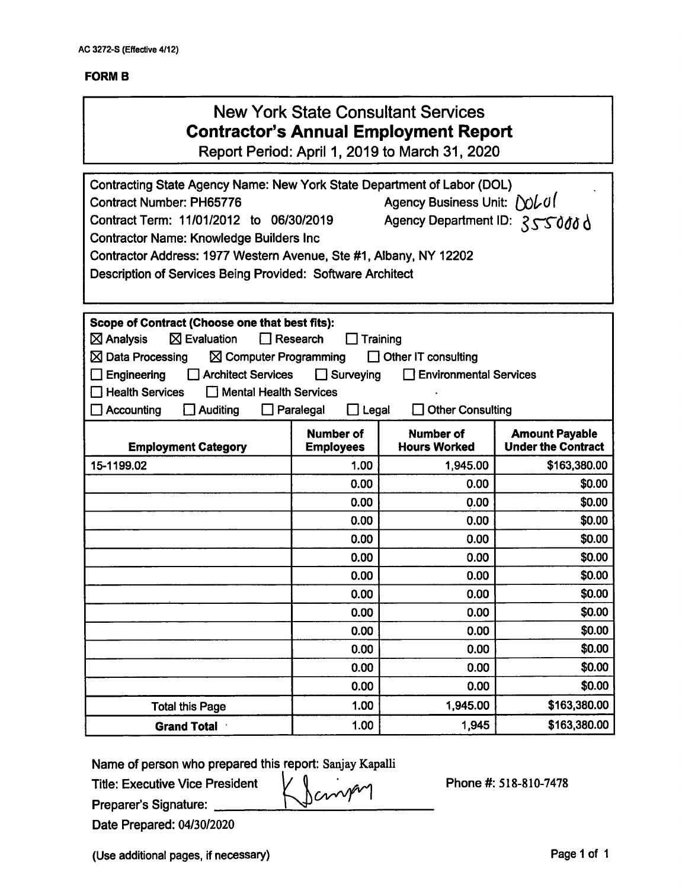AC 3272-S (Effective 4/12)

**FORM B**

# New York State Consultant Services
## Contractor's Annual Employment Report
Report Period: April 1, 2019 to March 31, 2020

Contracting State Agency Name: New York State Department of Labor (DOL)
Contract Number: PH65776 Agency Business Unit: DOL01
Contract Term: 11/01/2012 to 06/30/2019 Agency Department ID: 3550000
Contractor Name: Knowledge Builders Inc
Contractor Address: 1977 Western Avenue, Ste #1, Albany, NY 12202
Description of Services Being Provided: Software Architect

**Scope of Contract (Choose one that best fits):**
☒ Analysis ☒ Evaluation ☐ Research ☐ Training
☒ Data Processing ☒ Computer Programming ☐ Other IT consulting
☐ Engineering ☐ Architect Services ☐ Surveying ☐ Environmental Services
☐ Health Services ☐ Mental Health Services
☐ Accounting ☐ Auditing ☐ Paralegal ☐ Legal ☐ Other Consulting

| Employment Category | Number of Employees | Number of Hours Worked | Amount Payable Under the Contract |
|---|---|---|---|
| 15-1199.02 | 1.00 | 1,945.00 | $163,380.00 |
| | 0.00 | 0.00 | $0.00 |
| | 0.00 | 0.00 | $0.00 |
| | 0.00 | 0.00 | $0.00 |
| | 0.00 | 0.00 | $0.00 |
| | 0.00 | 0.00 | $0.00 |
| | 0.00 | 0.00 | $0.00 |
| | 0.00 | 0.00 | $0.00 |
| | 0.00 | 0.00 | $0.00 |
| | 0.00 | 0.00 | $0.00 |
| | 0.00 | 0.00 | $0.00 |
| | 0.00 | 0.00 | $0.00 |
| | 0.00 | 0.00 | $0.00 |
| Total this Page | 1.00 | 1,945.00 | $163,380.00 |
| **Grand Total** | 1.00 | 1,945 | $163,380.00 |

Name of person who prepared this report: Sanjay Kapalli
Title: Executive Vice President Phone #: 518-810-7478
Preparer's Signature: K Sanjay
Date Prepared: 04/30/2020

(Use additional pages, if necessary)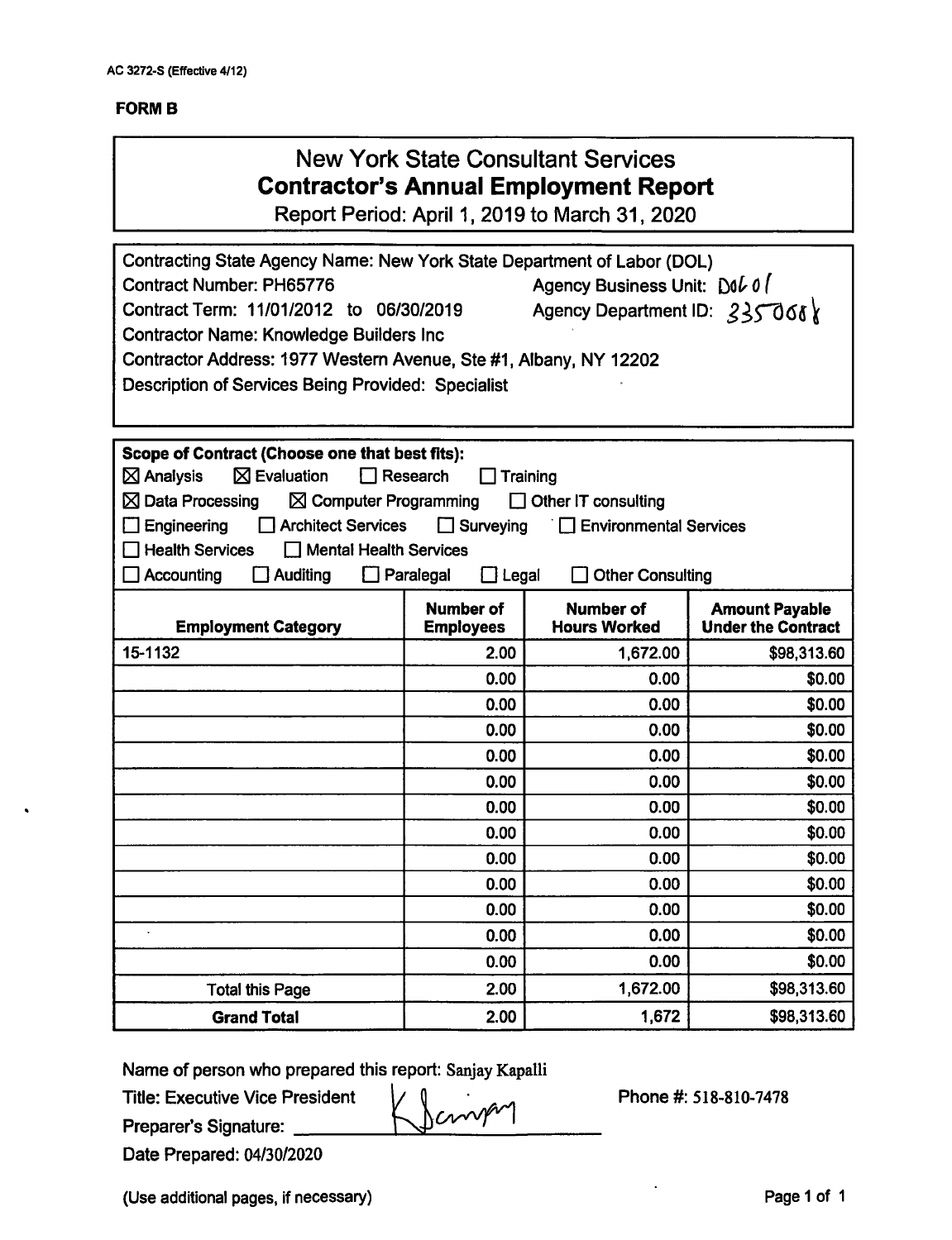AC 3272-S (Effective 4/12)

**FORM B**

# New York State Consultant Services
## Contractor's Annual Employment Report
Report Period: April 1, 2019 to March 31, 2020

Contracting State Agency Name: New York State Department of Labor (DOL)
Contract Number: PH65776 Agency Business Unit: DOL01
Contract Term: 11/01/2012 to 06/30/2019 Agency Department ID: 3350081
Contractor Name: Knowledge Builders Inc
Contractor Address: 1977 Western Avenue, Ste #1, Albany, NY 12202
Description of Services Being Provided: Specialist

**Scope of Contract (Choose one that best fits):**

☒ Analysis ☒ Evaluation ☐ Research ☐ Training
☒ Data Processing ☒ Computer Programming ☐ Other IT consulting
☐ Engineering ☐ Architect Services ☐ Surveying ☐ Environmental Services
☐ Health Services ☐ Mental Health Services
☐ Accounting ☐ Auditing ☐ Paralegal ☐ Legal ☐ Other Consulting

| Employment Category | Number of Employees | Number of Hours Worked | Amount Payable Under the Contract |
|---|---|---|---|
| 15-1132 | 2.00 | 1,672.00 | $98,313.60 |
| | 0.00 | 0.00 | $0.00 |
| | 0.00 | 0.00 | $0.00 |
| | 0.00 | 0.00 | $0.00 |
| | 0.00 | 0.00 | $0.00 |
| | 0.00 | 0.00 | $0.00 |
| | 0.00 | 0.00 | $0.00 |
| | 0.00 | 0.00 | $0.00 |
| | 0.00 | 0.00 | $0.00 |
| | 0.00 | 0.00 | $0.00 |
| | 0.00 | 0.00 | $0.00 |
| | 0.00 | 0.00 | $0.00 |
| | 0.00 | 0.00 | $0.00 |
| Total this Page | 2.00 | 1,672.00 | $98,313.60 |
| **Grand Total** | 2.00 | 1,672 | $98,313.60 |

Name of person who prepared this report: Sanjay Kapalli
Title: Executive Vice President Phone #: 518-810-7478
Preparer's Signature: K Sanjay
Date Prepared: 04/30/2020

(Use additional pages, if necessary)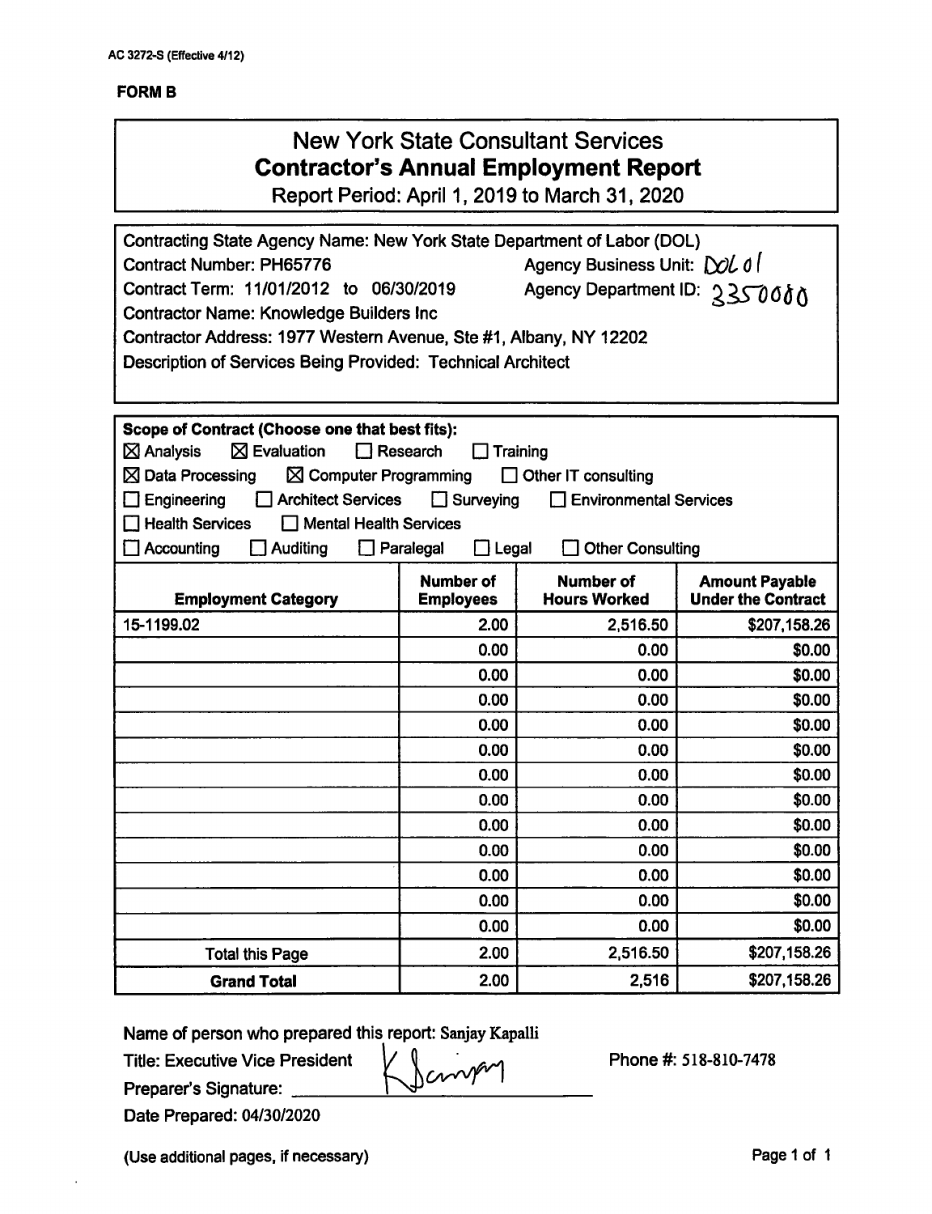AC 3272-S (Effective 4/12)

**FORM B**

# New York State Consultant Services
## Contractor's Annual Employment Report
Report Period: April 1, 2019 to March 31, 2020

Contracting State Agency Name: New York State Department of Labor (DOL)
Contract Number: PH65776 Agency Business Unit: DOL01
Contract Term: 11/01/2012 to 06/30/2019 Agency Department ID: 3350000
Contractor Name: Knowledge Builders Inc
Contractor Address: 1977 Western Avenue, Ste #1, Albany, NY 12202
Description of Services Being Provided: Technical Architect

**Scope of Contract (Choose one that best fits):**
☒ Analysis ☒ Evaluation ☐ Research ☐ Training
☒ Data Processing ☒ Computer Programming ☐ Other IT consulting
☐ Engineering ☐ Architect Services ☐ Surveying ☐ Environmental Services
☐ Health Services ☐ Mental Health Services
☐ Accounting ☐ Auditing ☐ Paralegal ☐ Legal ☐ Other Consulting

| Employment Category | Number of Employees | Number of Hours Worked | Amount Payable Under the Contract |
|---|---|---|---|
| 15-1199.02 | 2.00 | 2,516.50 | $207,158.26 |
| | 0.00 | 0.00 | $0.00 |
| | 0.00 | 0.00 | $0.00 |
| | 0.00 | 0.00 | $0.00 |
| | 0.00 | 0.00 | $0.00 |
| | 0.00 | 0.00 | $0.00 |
| | 0.00 | 0.00 | $0.00 |
| | 0.00 | 0.00 | $0.00 |
| | 0.00 | 0.00 | $0.00 |
| | 0.00 | 0.00 | $0.00 |
| | 0.00 | 0.00 | $0.00 |
| | 0.00 | 0.00 | $0.00 |
| | 0.00 | 0.00 | $0.00 |
| Total this Page | 2.00 | 2,516.50 | $207,158.26 |
| **Grand Total** | 2.00 | 2,516 | $207,158.26 |

Name of person who prepared this report: Sanjay Kapalli
Title: Executive Vice President
Preparer's Signature: K Sanjay
Phone #: 518-810-7478
Date Prepared: 04/30/2020

(Use additional pages, if necessary)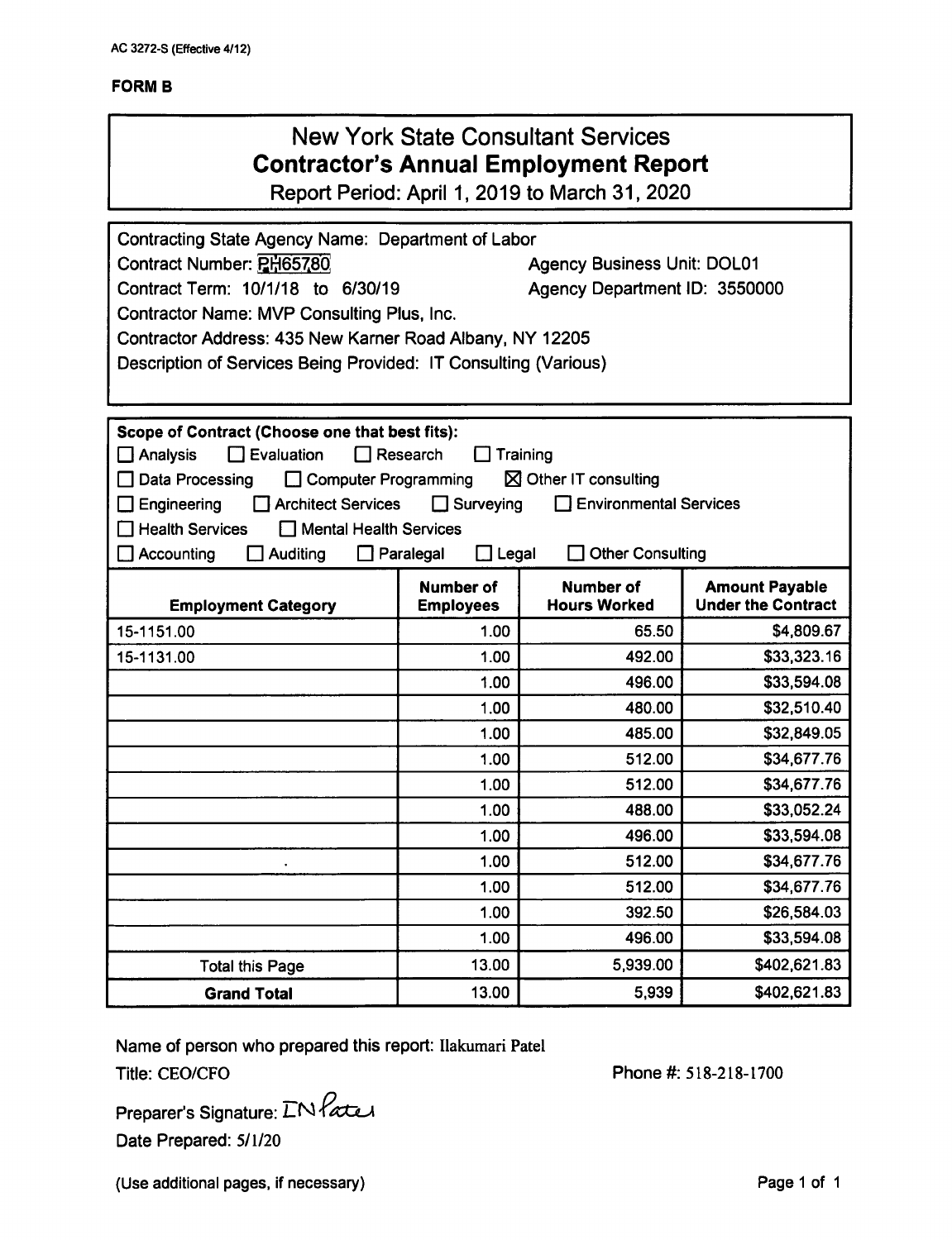AC 3272-S (Effective 4/12)

**FORM B**

# New York State Consultant Services
## Contractor's Annual Employment Report
Report Period: April 1, 2019 to March 31, 2020

Contracting State Agency Name: Department of Labor
Contract Number: PH65780 Agency Business Unit: DOL01
Contract Term: 10/1/18 to 6/30/19 Agency Department ID: 3550000
Contractor Name: MVP Consulting Plus, Inc.
Contractor Address: 435 New Karner Road Albany, NY 12205
Description of Services Being Provided: IT Consulting (Various)

**Scope of Contract (Choose one that best fits):**
☐ Analysis ☐ Evaluation ☐ Research ☐ Training
☐ Data Processing ☐ Computer Programming ☒ Other IT consulting
☐ Engineering ☐ Architect Services ☐ Surveying ☐ Environmental Services
☐ Health Services ☐ Mental Health Services
☐ Accounting ☐ Auditing ☐ Paralegal ☐ Legal ☐ Other Consulting

| Employment Category | Number of Employees | Number of Hours Worked | Amount Payable Under the Contract |
|---|---|---|---|
| 15-1151.00 | 1.00 | 65.50 | $4,809.67 |
| 15-1131.00 | 1.00 | 492.00 | $33,323.16 |
| | 1.00 | 496.00 | $33,594.08 |
| | 1.00 | 480.00 | $32,510.40 |
| | 1.00 | 485.00 | $32,849.05 |
| | 1.00 | 512.00 | $34,677.76 |
| | 1.00 | 512.00 | $34,677.76 |
| | 1.00 | 488.00 | $33,052.24 |
| | 1.00 | 496.00 | $33,594.08 |
| . | 1.00 | 512.00 | $34,677.76 |
| | 1.00 | 512.00 | $34,677.76 |
| | 1.00 | 392.50 | $26,584.03 |
| | 1.00 | 496.00 | $33,594.08 |
| Total this Page | 13.00 | 5,939.00 | $402,621.83 |
| **Grand Total** | 13.00 | 5,939 | $402,621.83 |

Name of person who prepared this report: Ilakumari Patel
Title: CEO/CFO Phone #: 518-218-1700

Preparer's Signature: IN Patel
Date Prepared: 5/1/20

(Use additional pages, if necessary)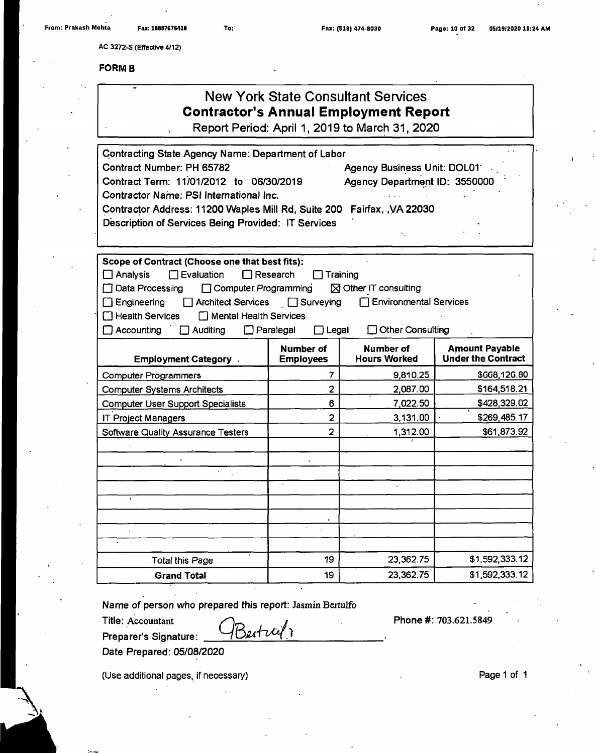AC 3272-S (Effective 4/12)

**FORM B**

# New York State Consultant Services
## Contractor's Annual Employment Report
Report Period: April 1, 2019 to March 31, 2020

Contracting State Agency Name: Department of Labor
Contract Number: PH 65782 Agency Business Unit: DOL01
Contract Term: 11/01/2012 to 06/30/2019 Agency Department ID: 3550000
Contractor Name: PSI International Inc.
Contractor Address: 11200 Waples Mill Rd, Suite 200 Fairfax, ,VA 22030
Description of Services Being Provided: IT Services

**Scope of Contract (Choose one that best fits):**

☐ Analysis ☐ Evaluation ☐ Research ☐ Training
☐ Data Processing ☐ Computer Programming ☒ Other IT consulting
☐ Engineering ☐ Architect Services ☐ Surveying ☐ Environmental Services
☐ Health Services ☐ Mental Health Services
☐ Accounting ☐ Auditing ☐ Paralegal ☐ Legal ☐ Other Consulting

| Employment Category | Number of Employees | Number of Hours Worked | Amount Payable Under the Contract |
|---|---|---|---|
| Computer Programmers | 7 | 9,810.25 | $668,126.80 |
| Computer Systems Architects | 2 | 2,087.00 | $164,518.21 |
| Computer User Support Specialists | 6 | 7,022.50 | $428,329.02 |
| IT Project Managers | 2 | 3,131.00 | $269,485.17 |
| Software Quality Assurance Testers | 2 | 1,312.00 | $61,873.92 |
| | | | |
| | | | |
| | | | |
| | | | |
| | | | |
| | | | |
| | | | |
| | | | |
| Total this Page | 19 | 23,362.75 | $1,592,333.12 |
| **Grand Total** | 19 | 23,362.75 | $1,592,333.12 |

Name of person who prepared this report: Jasmin Bertulfo
Title: Accountant Phone #: 703.621.5849
Preparer's Signature: JBertulfo
Date Prepared: 05/08/2020

(Use additional pages, if necessary)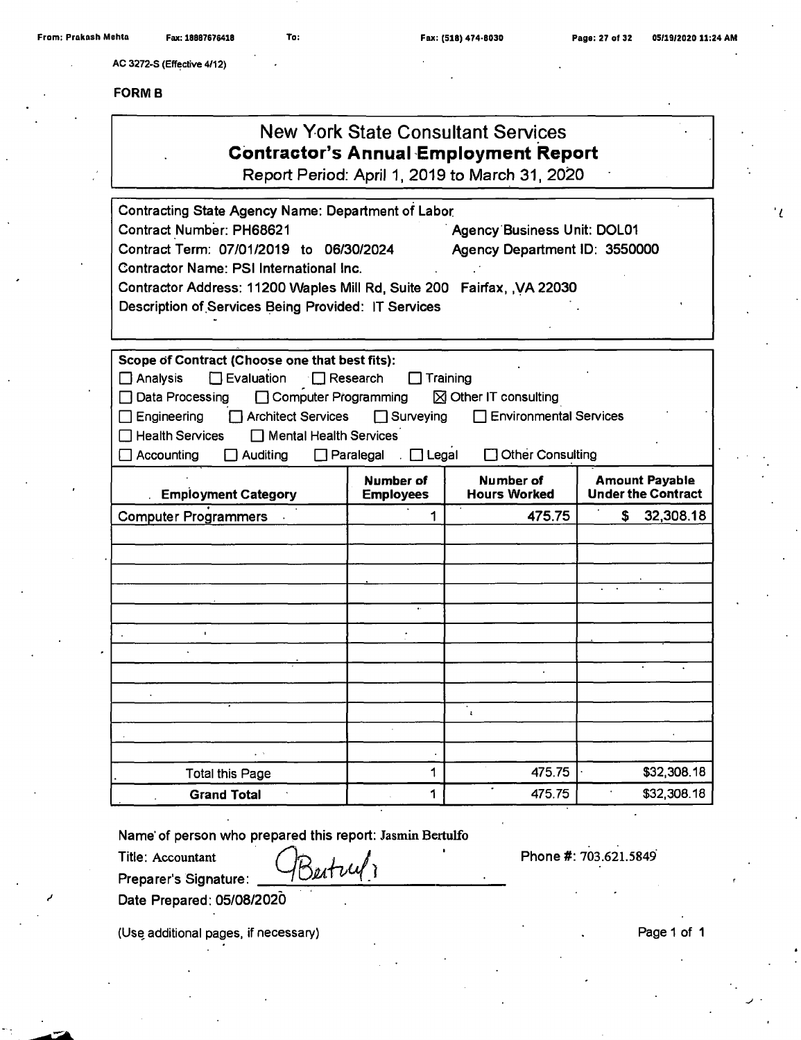AC 3272-S (Effective 4/12)

**FORM B**

# New York State Consultant Services
## Contractor's Annual Employment Report
Report Period: April 1, 2019 to March 31, 2020

Contracting State Agency Name: Department of Labor
Contract Number: PH68621 Agency Business Unit: DOL01
Contract Term: 07/01/2019 to 06/30/2024 Agency Department ID: 3550000
Contractor Name: PSI International Inc.
Contractor Address: 11200 Waples Mill Rd, Suite 200 Fairfax, ,VA 22030
Description of Services Being Provided: IT Services

**Scope of Contract (Choose one that best fits):**

☐ Analysis ☐ Evaluation ☐ Research ☐ Training
☐ Data Processing ☐ Computer Programming ☒ Other IT consulting
☐ Engineering ☐ Architect Services ☐ Surveying ☐ Environmental Services
☐ Health Services ☐ Mental Health Services
☐ Accounting ☐ Auditing ☐ Paralegal ☐ Legal ☐ Other Consulting

| Employment Category | Number of Employees | Number of Hours Worked | Amount Payable Under the Contract |
|---|---|---|---|
| Computer Programmers | 1 | 475.75 | $ 32,308.18 |
| | | | |
| | | | |
| | | | |
| | | | |
| | | | |
| | | | |
| | | | |
| | | | |
| | | | |
| | | | |
| | | | |
| | | | |
| Total this Page | 1 | 475.75 | $32,308.18 |
| **Grand Total** | 1 | 475.75 | $32,308.18 |

Name of person who prepared this report: Jasmin Bertulfo
Title: Accountant Phone #: 703.621.5849
Preparer's Signature: JBertulfo
Date Prepared: 05/08/2020

(Use additional pages, if necessary)

Page 1 of 1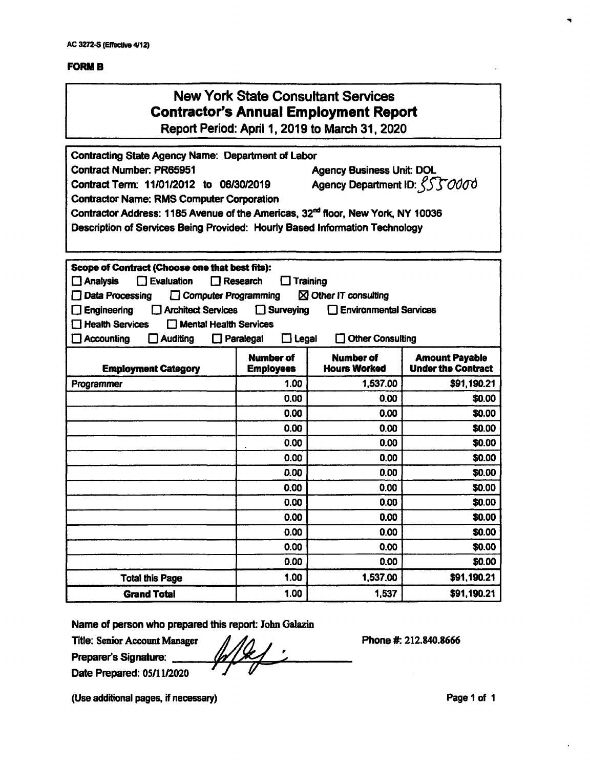AC 3272-S (Effective 4/12)

**FORM B**

# New York State Consultant Services
## Contractor's Annual Employment Report
### Report Period: April 1, 2019 to March 31, 2020

Contracting State Agency Name: Department of Labor
Contract Number: PR65951 Agency Business Unit: DOL
Contract Term: 11/01/2012 to 06/30/2019 Agency Department ID: 5550000
Contractor Name: RMS Computer Corporation
Contractor Address: 1185 Avenue of the Americas, 32nd floor, New York, NY 10036
Description of Services Being Provided: Hourly Based Information Technology

**Scope of Contract (Choose one that best fits):**

☐ Analysis ☐ Evaluation ☐ Research ☐ Training
☐ Data Processing ☐ Computer Programming ☒ Other IT consulting
☐ Engineering ☐ Architect Services ☐ Surveying ☐ Environmental Services
☐ Health Services ☐ Mental Health Services
☐ Accounting ☐ Auditing ☐ Paralegal ☐ Legal ☐ Other Consulting

| Employment Category | Number of Employees | Number of Hours Worked | Amount Payable Under the Contract |
|---|---|---|---|
| Programmer | 1.00 | 1,537.00 | $91,190.21 |
| | 0.00 | 0.00 | $0.00 |
| | 0.00 | 0.00 | $0.00 |
| | 0.00 | 0.00 | $0.00 |
| | 0.00 | 0.00 | $0.00 |
| | 0.00 | 0.00 | $0.00 |
| | 0.00 | 0.00 | $0.00 |
| | 0.00 | 0.00 | $0.00 |
| | 0.00 | 0.00 | $0.00 |
| | 0.00 | 0.00 | $0.00 |
| | 0.00 | 0.00 | $0.00 |
| | 0.00 | 0.00 | $0.00 |
| | 0.00 | 0.00 | $0.00 |
| Total this Page | 1.00 | 1,537.00 | $91,190.21 |
| Grand Total | 1.00 | 1,537 | $91,190.21 |

Name of person who prepared this report: John Galazin
Title: Senior Account Manager Phone #: 212.840.8666
Preparer's Signature: [signature]
Date Prepared: 05/11/2020

(Use additional pages, if necessary)